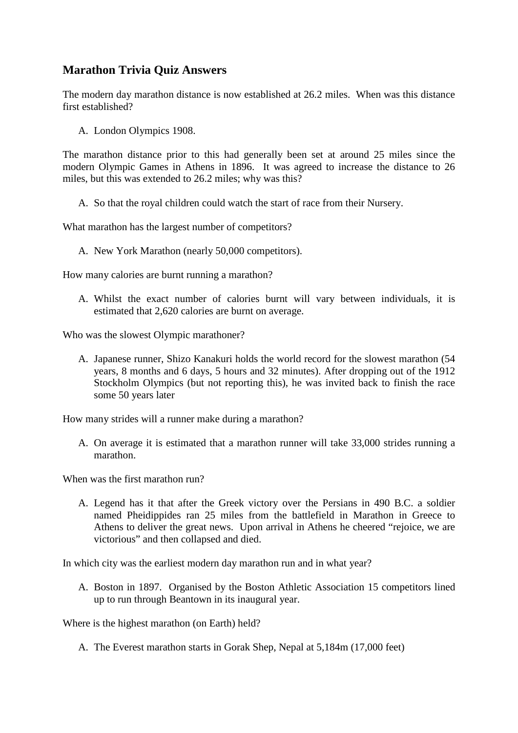## Marathon Trivia Quiz Answers

The modern day marathon distance is now established at 26.2 miles. When was this distance first established?

A. London Olympics 1908.

The marathon distance prior to this had generally been set at around 25 miles since the modern Olympic Games in Athens in 1896. It was agreed to increase the distance to 26 miles, but this was extended to 26.2 miles; why was this?

A. So that the royal children could watch the start of race from their Nursery.

What marathon has the largest number of competitors?

A. New York Marathon (nearly 50,000 competitors).

How many calories are burnt running a marathon?

A. Whilst the exact number of calories burnt will vary between individuals, it is estimated that 2,620 calories are burnt on average.

Who was the slowest Olympic marathoner?

A. Japanese runner, Shizo Kanakuri holds the world record for the slowest marathon (54 years, 8 months and 6 days, 5 hours and 32 minutes). After dropping out of the 1912 Stockholm Olympics (but not reporting this), he was invited back to finish the race some 50 years later

How many strides will a runner make during a marathon?

A. On average it is estimated that a marathon runner will take 33,000 strides running a marathon.

When was the first marathon run?

A. Legend has it that after the Greek victory over the Persians in 490 B.C. a soldier named Pheidippides ran 25 miles from the battlefield in Marathon in Greece to Athens to deliver the great news. Upon arrival in Athens he cheered "rejoice, we are victorious" and then collapsed and died.

In which city was the earliest modern day marathon run and in what year?

A. Boston in 1897. Organised by the Boston Athletic Association 15 competitors lined up to run through Beantown in its inaugural year.

Where is the highest marathon (on Earth) held?

A. The Everest marathon starts in Gorak Shep, Nepal at 5,184m (17,000 feet)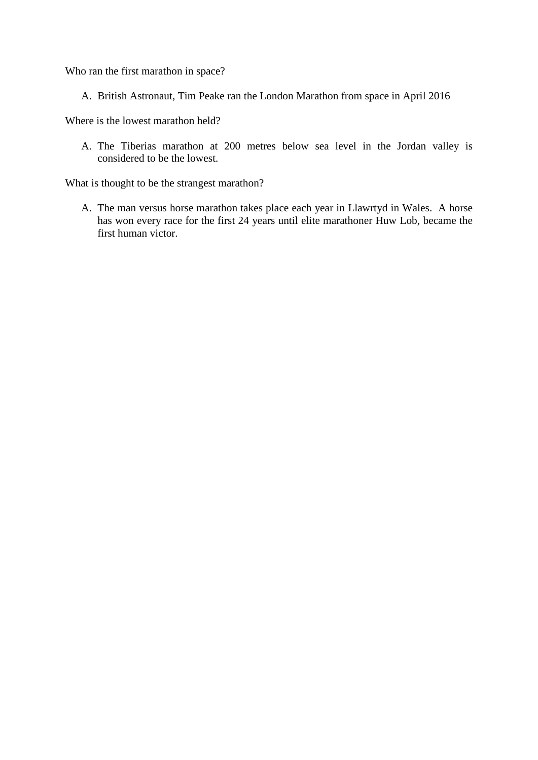Who ran the first marathon in space?

A. British Astronaut, Tim Peake ran the London Marathon from space in April 2016

Where is the lowest marathon held?

A. The Tiberias marathon at 200 metres below sea level in the Jordan valley is considered to be the lowest.

What is thought to be the strangest marathon?

A. The man versus horse marathon takes place each year in Llawrtyd in Wales. A horse has won every race for the first 24 years until elite marathoner Huw Lob, became the first human victor.